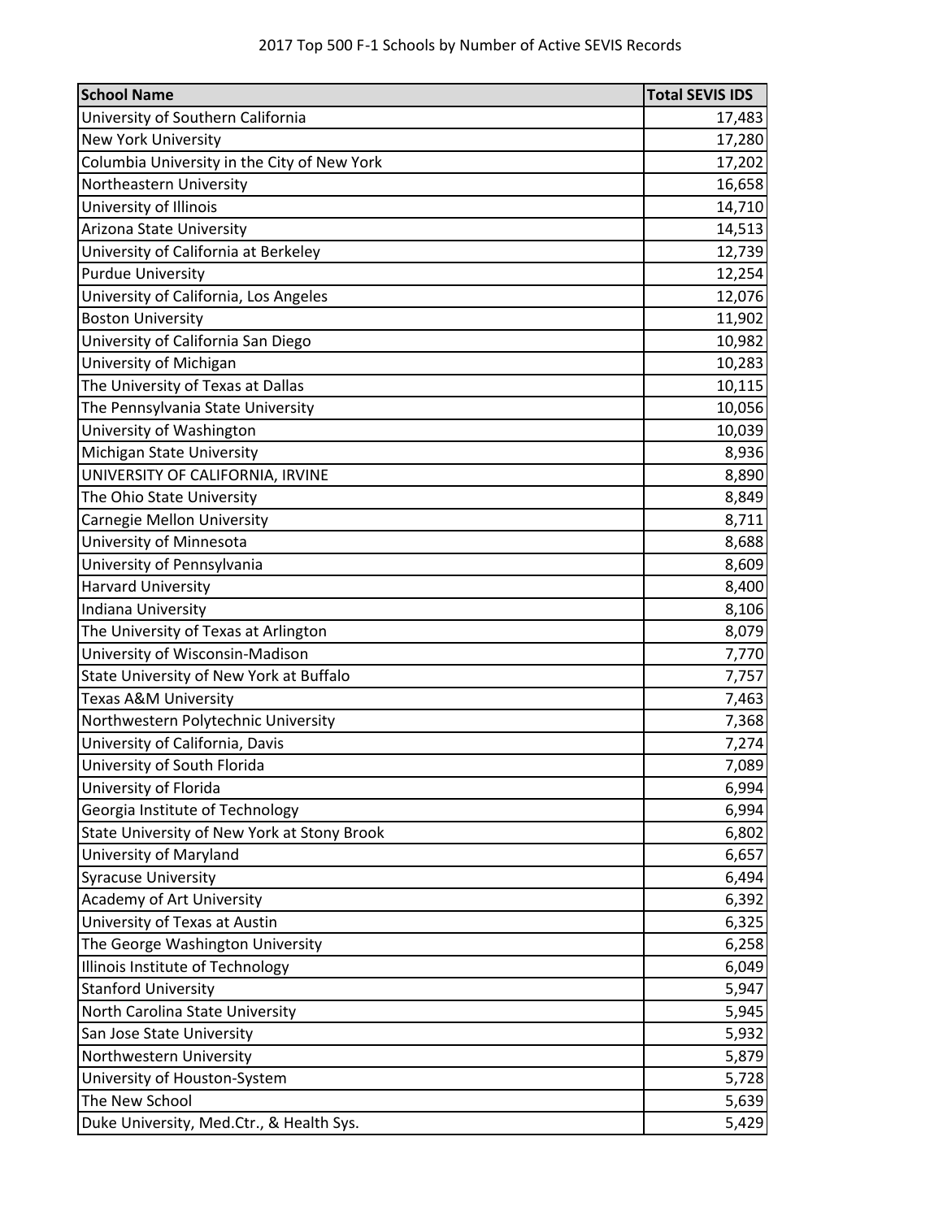# 2017 Top 500 F-1 Schools by Number of Active SEVIS Records

| School Name | Total SEVIS IDS |
|---|---|
| University of Southern California | 17,483 |
| New York University | 17,280 |
| Columbia University in the City of New York | 17,202 |
| Northeastern University | 16,658 |
| University of Illinois | 14,710 |
| Arizona State University | 14,513 |
| University of California at Berkeley | 12,739 |
| Purdue University | 12,254 |
| University of California, Los Angeles | 12,076 |
| Boston University | 11,902 |
| University of California San Diego | 10,982 |
| University of Michigan | 10,283 |
| The University of Texas at Dallas | 10,115 |
| The Pennsylvania State University | 10,056 |
| University of Washington | 10,039 |
| Michigan State University | 8,936 |
| UNIVERSITY OF CALIFORNIA, IRVINE | 8,890 |
| The Ohio State University | 8,849 |
| Carnegie Mellon University | 8,711 |
| University of Minnesota | 8,688 |
| University of Pennsylvania | 8,609 |
| Harvard University | 8,400 |
| Indiana University | 8,106 |
| The University of Texas at Arlington | 8,079 |
| University of Wisconsin-Madison | 7,770 |
| State University of New York at Buffalo | 7,757 |
| Texas A&M University | 7,463 |
| Northwestern Polytechnic University | 7,368 |
| University of California, Davis | 7,274 |
| University of South Florida | 7,089 |
| University of Florida | 6,994 |
| Georgia Institute of Technology | 6,994 |
| State University of New York at Stony Brook | 6,802 |
| University of Maryland | 6,657 |
| Syracuse University | 6,494 |
| Academy of Art University | 6,392 |
| University of Texas at Austin | 6,325 |
| The George Washington University | 6,258 |
| Illinois Institute of Technology | 6,049 |
| Stanford University | 5,947 |
| North Carolina State University | 5,945 |
| San Jose State University | 5,932 |
| Northwestern University | 5,879 |
| University of Houston-System | 5,728 |
| The New School | 5,639 |
| Duke University, Med.Ctr., & Health Sys. | 5,429 |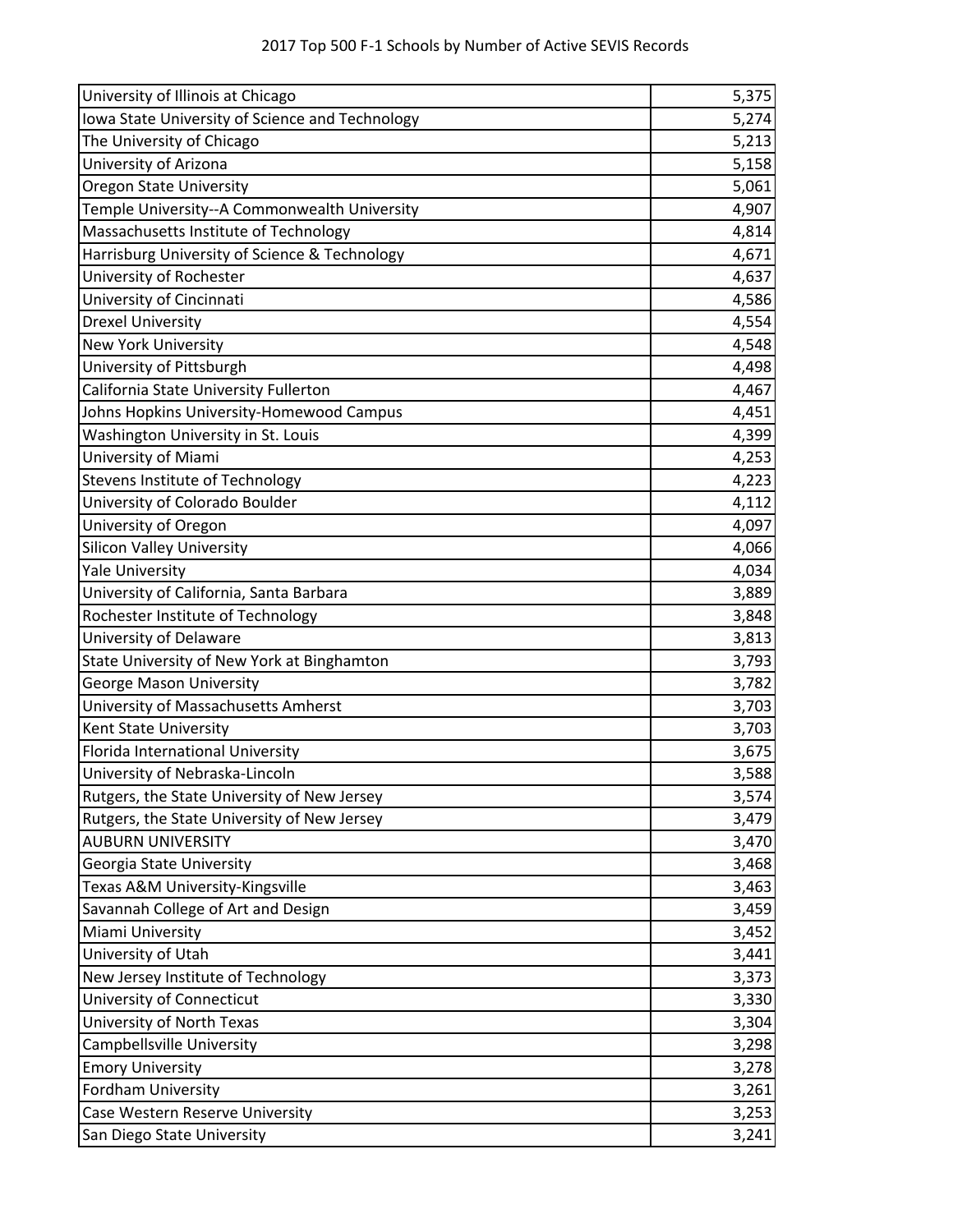| University of Illinois at Chicago | 5,375 |
|---|---|
| Iowa State University of Science and Technology | 5,274 |
| The University of Chicago | 5,213 |
| University of Arizona | 5,158 |
| Oregon State University | 5,061 |
| Temple University--A Commonwealth University | 4,907 |
| Massachusetts Institute of Technology | 4,814 |
| Harrisburg University of Science & Technology | 4,671 |
| University of Rochester | 4,637 |
| University of Cincinnati | 4,586 |
| Drexel University | 4,554 |
| New York University | 4,548 |
| University of Pittsburgh | 4,498 |
| California State University Fullerton | 4,467 |
| Johns Hopkins University-Homewood Campus | 4,451 |
| Washington University in St. Louis | 4,399 |
| University of Miami | 4,253 |
| Stevens Institute of Technology | 4,223 |
| University of Colorado Boulder | 4,112 |
| University of Oregon | 4,097 |
| Silicon Valley University | 4,066 |
| Yale University | 4,034 |
| University of California, Santa Barbara | 3,889 |
| Rochester Institute of Technology | 3,848 |
| University of Delaware | 3,813 |
| State University of New York at Binghamton | 3,793 |
| George Mason University | 3,782 |
| University of Massachusetts Amherst | 3,703 |
| Kent State University | 3,703 |
| Florida International University | 3,675 |
| University of Nebraska-Lincoln | 3,588 |
| Rutgers, the State University of New Jersey | 3,574 |
| Rutgers, the State University of New Jersey | 3,479 |
| AUBURN UNIVERSITY | 3,470 |
| Georgia State University | 3,468 |
| Texas A&M University-Kingsville | 3,463 |
| Savannah College of Art and Design | 3,459 |
| Miami University | 3,452 |
| University of Utah | 3,441 |
| New Jersey Institute of Technology | 3,373 |
| University of Connecticut | 3,330 |
| University of North Texas | 3,304 |
| Campbellsville University | 3,298 |
| Emory University | 3,278 |
| Fordham University | 3,261 |
| Case Western Reserve University | 3,253 |
| San Diego State University | 3,241 |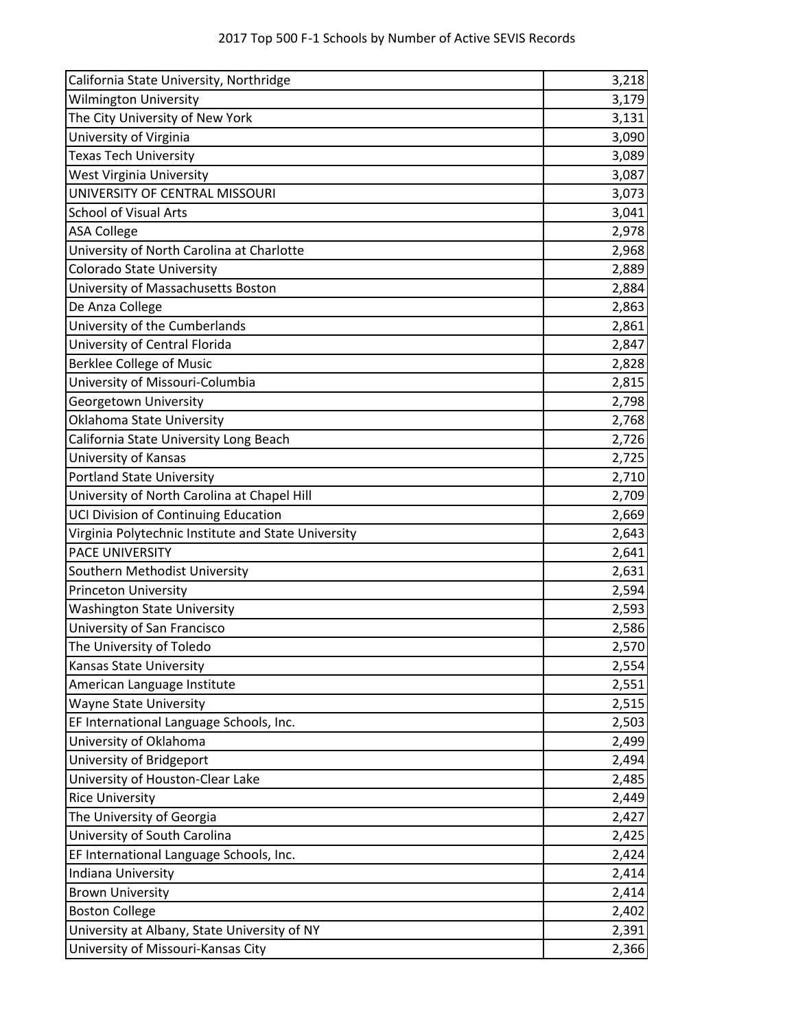| California State University, Northridge | 3,218 |
|---|---|
| Wilmington University | 3,179 |
| The City University of New York | 3,131 |
| University of Virginia | 3,090 |
| Texas Tech University | 3,089 |
| West Virginia University | 3,087 |
| UNIVERSITY OF CENTRAL MISSOURI | 3,073 |
| School of Visual Arts | 3,041 |
| ASA College | 2,978 |
| University of North Carolina at Charlotte | 2,968 |
| Colorado State University | 2,889 |
| University of Massachusetts Boston | 2,884 |
| De Anza College | 2,863 |
| University of the Cumberlands | 2,861 |
| University of Central Florida | 2,847 |
| Berklee College of Music | 2,828 |
| University of Missouri-Columbia | 2,815 |
| Georgetown University | 2,798 |
| Oklahoma State University | 2,768 |
| California State University Long Beach | 2,726 |
| University of Kansas | 2,725 |
| Portland State University | 2,710 |
| University of North Carolina at Chapel Hill | 2,709 |
| UCI Division of Continuing Education | 2,669 |
| Virginia Polytechnic Institute and State University | 2,643 |
| PACE UNIVERSITY | 2,641 |
| Southern Methodist University | 2,631 |
| Princeton University | 2,594 |
| Washington State University | 2,593 |
| University of San Francisco | 2,586 |
| The University of Toledo | 2,570 |
| Kansas State University | 2,554 |
| American Language Institute | 2,551 |
| Wayne State University | 2,515 |
| EF International Language Schools, Inc. | 2,503 |
| University of Oklahoma | 2,499 |
| University of Bridgeport | 2,494 |
| University of Houston-Clear Lake | 2,485 |
| Rice University | 2,449 |
| The University of Georgia | 2,427 |
| University of South Carolina | 2,425 |
| EF International Language Schools, Inc. | 2,424 |
| Indiana University | 2,414 |
| Brown University | 2,414 |
| Boston College | 2,402 |
| University at Albany, State University of NY | 2,391 |
| University of Missouri-Kansas City | 2,366 |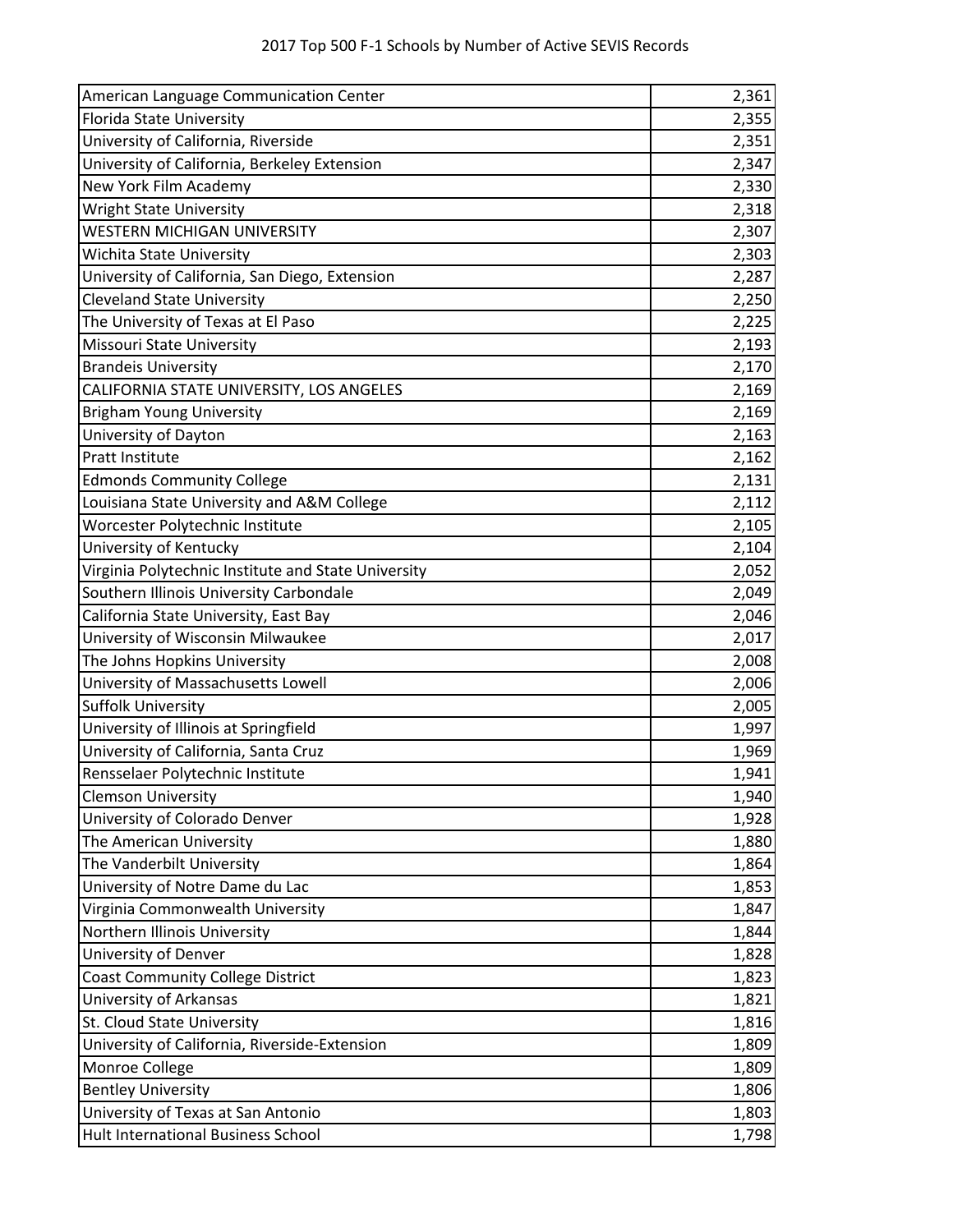| American Language Communication Center | 2,361 |
|---|---|
| Florida State University | 2,355 |
| University of California, Riverside | 2,351 |
| University of California, Berkeley Extension | 2,347 |
| New York Film Academy | 2,330 |
| Wright State University | 2,318 |
| WESTERN MICHIGAN UNIVERSITY | 2,307 |
| Wichita State University | 2,303 |
| University of California, San Diego, Extension | 2,287 |
| Cleveland State University | 2,250 |
| The University of Texas at El Paso | 2,225 |
| Missouri State University | 2,193 |
| Brandeis University | 2,170 |
| CALIFORNIA STATE UNIVERSITY, LOS ANGELES | 2,169 |
| Brigham Young University | 2,169 |
| University of Dayton | 2,163 |
| Pratt Institute | 2,162 |
| Edmonds Community College | 2,131 |
| Louisiana State University and A&M College | 2,112 |
| Worcester Polytechnic Institute | 2,105 |
| University of Kentucky | 2,104 |
| Virginia Polytechnic Institute and State University | 2,052 |
| Southern Illinois University Carbondale | 2,049 |
| California State University, East Bay | 2,046 |
| University of Wisconsin Milwaukee | 2,017 |
| The Johns Hopkins University | 2,008 |
| University of Massachusetts Lowell | 2,006 |
| Suffolk University | 2,005 |
| University of Illinois at Springfield | 1,997 |
| University of California, Santa Cruz | 1,969 |
| Rensselaer Polytechnic Institute | 1,941 |
| Clemson University | 1,940 |
| University of Colorado Denver | 1,928 |
| The American University | 1,880 |
| The Vanderbilt University | 1,864 |
| University of Notre Dame du Lac | 1,853 |
| Virginia Commonwealth University | 1,847 |
| Northern Illinois University | 1,844 |
| University of Denver | 1,828 |
| Coast Community College District | 1,823 |
| University of Arkansas | 1,821 |
| St. Cloud State University | 1,816 |
| University of California, Riverside-Extension | 1,809 |
| Monroe College | 1,809 |
| Bentley University | 1,806 |
| University of Texas at San Antonio | 1,803 |
| Hult International Business School | 1,798 |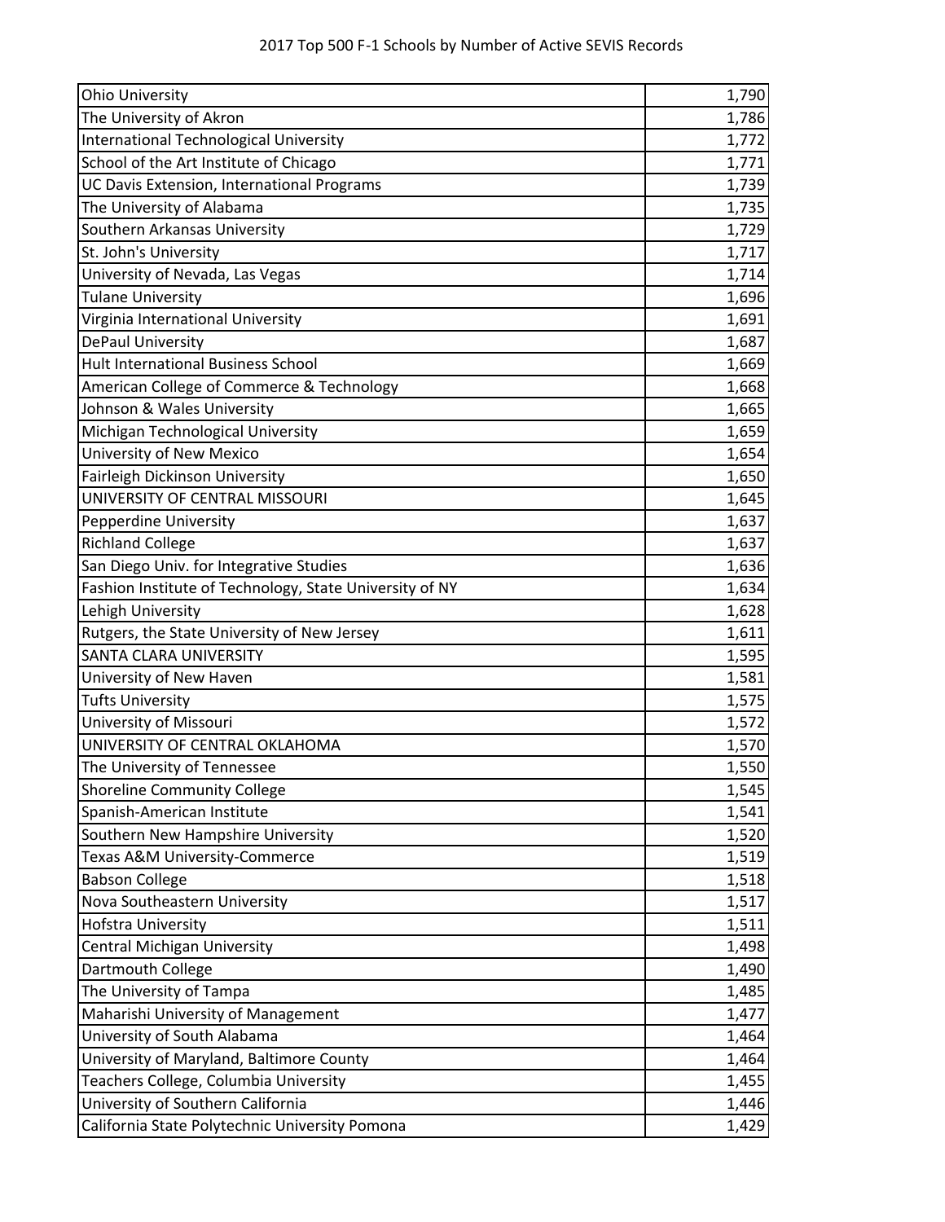| Ohio University | 1,790 |
|---|---|
| The University of Akron | 1,786 |
| International Technological University | 1,772 |
| School of the Art Institute of Chicago | 1,771 |
| UC Davis Extension, International Programs | 1,739 |
| The University of Alabama | 1,735 |
| Southern Arkansas University | 1,729 |
| St. John's University | 1,717 |
| University of Nevada, Las Vegas | 1,714 |
| Tulane University | 1,696 |
| Virginia International University | 1,691 |
| DePaul University | 1,687 |
| Hult International Business School | 1,669 |
| American College of Commerce & Technology | 1,668 |
| Johnson & Wales University | 1,665 |
| Michigan Technological University | 1,659 |
| University of New Mexico | 1,654 |
| Fairleigh Dickinson University | 1,650 |
| UNIVERSITY OF CENTRAL MISSOURI | 1,645 |
| Pepperdine University | 1,637 |
| Richland College | 1,637 |
| San Diego Univ. for Integrative Studies | 1,636 |
| Fashion Institute of Technology, State University of NY | 1,634 |
| Lehigh University | 1,628 |
| Rutgers, the State University of New Jersey | 1,611 |
| SANTA CLARA UNIVERSITY | 1,595 |
| University of New Haven | 1,581 |
| Tufts University | 1,575 |
| University of Missouri | 1,572 |
| UNIVERSITY OF CENTRAL OKLAHOMA | 1,570 |
| The University of Tennessee | 1,550 |
| Shoreline Community College | 1,545 |
| Spanish-American Institute | 1,541 |
| Southern New Hampshire University | 1,520 |
| Texas A&M University-Commerce | 1,519 |
| Babson College | 1,518 |
| Nova Southeastern University | 1,517 |
| Hofstra University | 1,511 |
| Central Michigan University | 1,498 |
| Dartmouth College | 1,490 |
| The University of Tampa | 1,485 |
| Maharishi University of Management | 1,477 |
| University of South Alabama | 1,464 |
| University of Maryland, Baltimore County | 1,464 |
| Teachers College, Columbia University | 1,455 |
| University of Southern California | 1,446 |
| California State Polytechnic University Pomona | 1,429 |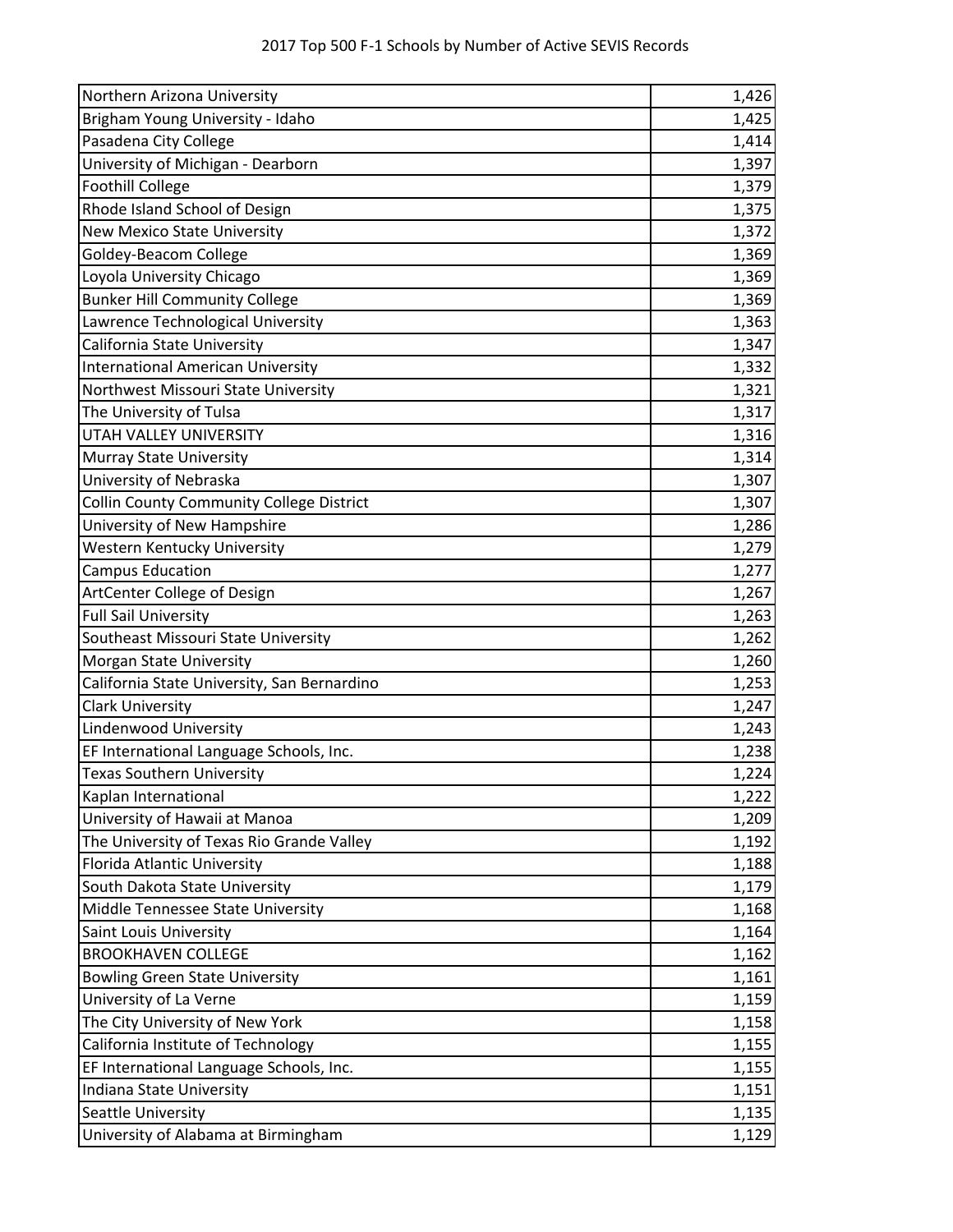| Northern Arizona University | 1,426 |
| --- | --- |
| Brigham Young University - Idaho | 1,425 |
| Pasadena City College | 1,414 |
| University of Michigan - Dearborn | 1,397 |
| Foothill College | 1,379 |
| Rhode Island School of Design | 1,375 |
| New Mexico State University | 1,372 |
| Goldey-Beacom College | 1,369 |
| Loyola University Chicago | 1,369 |
| Bunker Hill Community College | 1,369 |
| Lawrence Technological University | 1,363 |
| California State University | 1,347 |
| International American University | 1,332 |
| Northwest Missouri State University | 1,321 |
| The University of Tulsa | 1,317 |
| UTAH VALLEY UNIVERSITY | 1,316 |
| Murray State University | 1,314 |
| University of Nebraska | 1,307 |
| Collin County Community College District | 1,307 |
| University of New Hampshire | 1,286 |
| Western Kentucky University | 1,279 |
| Campus Education | 1,277 |
| ArtCenter College of Design | 1,267 |
| Full Sail University | 1,263 |
| Southeast Missouri State University | 1,262 |
| Morgan State University | 1,260 |
| California State University, San Bernardino | 1,253 |
| Clark University | 1,247 |
| Lindenwood University | 1,243 |
| EF International Language Schools, Inc. | 1,238 |
| Texas Southern University | 1,224 |
| Kaplan International | 1,222 |
| University of Hawaii at Manoa | 1,209 |
| The University of Texas Rio Grande Valley | 1,192 |
| Florida Atlantic University | 1,188 |
| South Dakota State University | 1,179 |
| Middle Tennessee State University | 1,168 |
| Saint Louis University | 1,164 |
| BROOKHAVEN COLLEGE | 1,162 |
| Bowling Green State University | 1,161 |
| University of La Verne | 1,159 |
| The City University of New York | 1,158 |
| California Institute of Technology | 1,155 |
| EF International Language Schools, Inc. | 1,155 |
| Indiana State University | 1,151 |
| Seattle University | 1,135 |
| University of Alabama at Birmingham | 1,129 |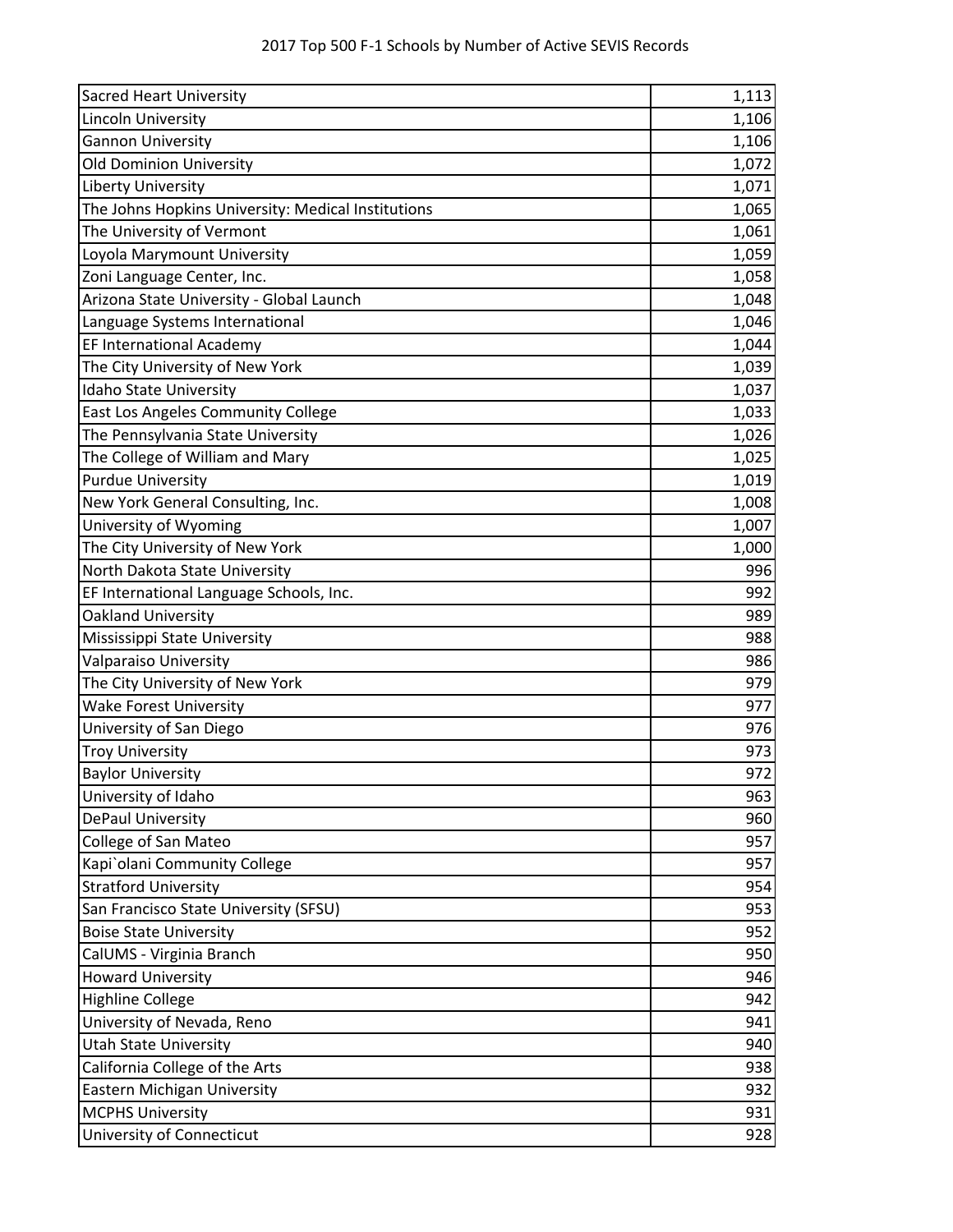| Sacred Heart University | 1,113 |
|---|---:|
| Lincoln University | 1,106 |
| Gannon University | 1,106 |
| Old Dominion University | 1,072 |
| Liberty University | 1,071 |
| The Johns Hopkins University: Medical Institutions | 1,065 |
| The University of Vermont | 1,061 |
| Loyola Marymount University | 1,059 |
| Zoni Language Center, Inc. | 1,058 |
| Arizona State University - Global Launch | 1,048 |
| Language Systems International | 1,046 |
| EF International Academy | 1,044 |
| The City University of New York | 1,039 |
| Idaho State University | 1,037 |
| East Los Angeles Community College | 1,033 |
| The Pennsylvania State University | 1,026 |
| The College of William and Mary | 1,025 |
| Purdue University | 1,019 |
| New York General Consulting, Inc. | 1,008 |
| University of Wyoming | 1,007 |
| The City University of New York | 1,000 |
| North Dakota State University | 996 |
| EF International Language Schools, Inc. | 992 |
| Oakland University | 989 |
| Mississippi State University | 988 |
| Valparaiso University | 986 |
| The City University of New York | 979 |
| Wake Forest University | 977 |
| University of San Diego | 976 |
| Troy University | 973 |
| Baylor University | 972 |
| University of Idaho | 963 |
| DePaul University | 960 |
| College of San Mateo | 957 |
| Kapi`olani Community College | 957 |
| Stratford University | 954 |
| San Francisco State University (SFSU) | 953 |
| Boise State University | 952 |
| CalUMS - Virginia Branch | 950 |
| Howard University | 946 |
| Highline College | 942 |
| University of Nevada, Reno | 941 |
| Utah State University | 940 |
| California College of the Arts | 938 |
| Eastern Michigan University | 932 |
| MCPHS University | 931 |
| University of Connecticut | 928 |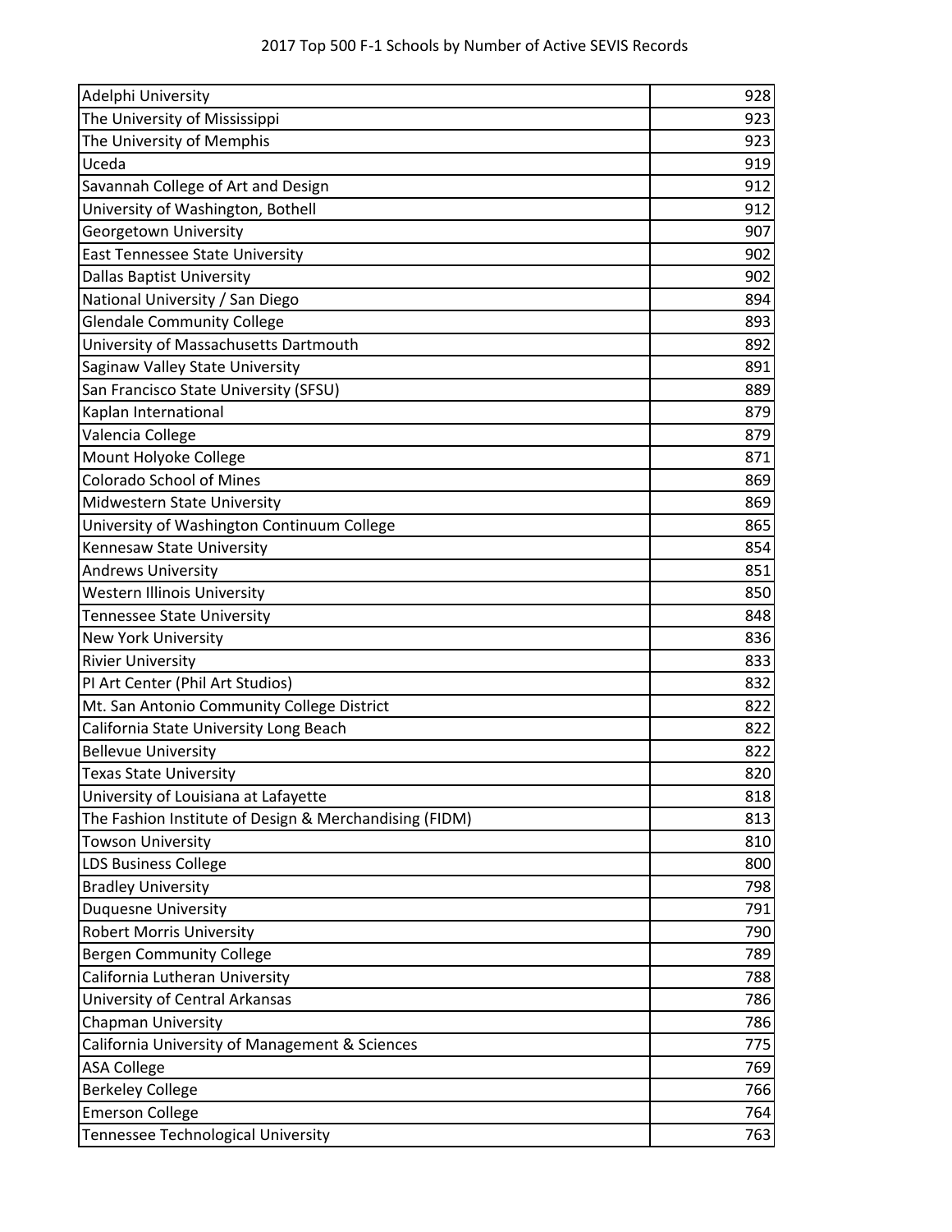| Adelphi University | 928 |
|---|---|
| The University of Mississippi | 923 |
| The University of Memphis | 923 |
| Uceda | 919 |
| Savannah College of Art and Design | 912 |
| University of Washington, Bothell | 912 |
| Georgetown University | 907 |
| East Tennessee State University | 902 |
| Dallas Baptist University | 902 |
| National University / San Diego | 894 |
| Glendale Community College | 893 |
| University of Massachusetts Dartmouth | 892 |
| Saginaw Valley State University | 891 |
| San Francisco State University (SFSU) | 889 |
| Kaplan International | 879 |
| Valencia College | 879 |
| Mount Holyoke College | 871 |
| Colorado School of Mines | 869 |
| Midwestern State University | 869 |
| University of Washington Continuum College | 865 |
| Kennesaw State University | 854 |
| Andrews University | 851 |
| Western Illinois University | 850 |
| Tennessee State University | 848 |
| New York University | 836 |
| Rivier University | 833 |
| PI Art Center (Phil Art Studios) | 832 |
| Mt. San Antonio Community College District | 822 |
| California State University Long Beach | 822 |
| Bellevue University | 822 |
| Texas State University | 820 |
| University of Louisiana at Lafayette | 818 |
| The Fashion Institute of Design & Merchandising (FIDM) | 813 |
| Towson University | 810 |
| LDS Business College | 800 |
| Bradley University | 798 |
| Duquesne University | 791 |
| Robert Morris University | 790 |
| Bergen Community College | 789 |
| California Lutheran University | 788 |
| University of Central Arkansas | 786 |
| Chapman University | 786 |
| California University of Management & Sciences | 775 |
| ASA College | 769 |
| Berkeley College | 766 |
| Emerson College | 764 |
| Tennessee Technological University | 763 |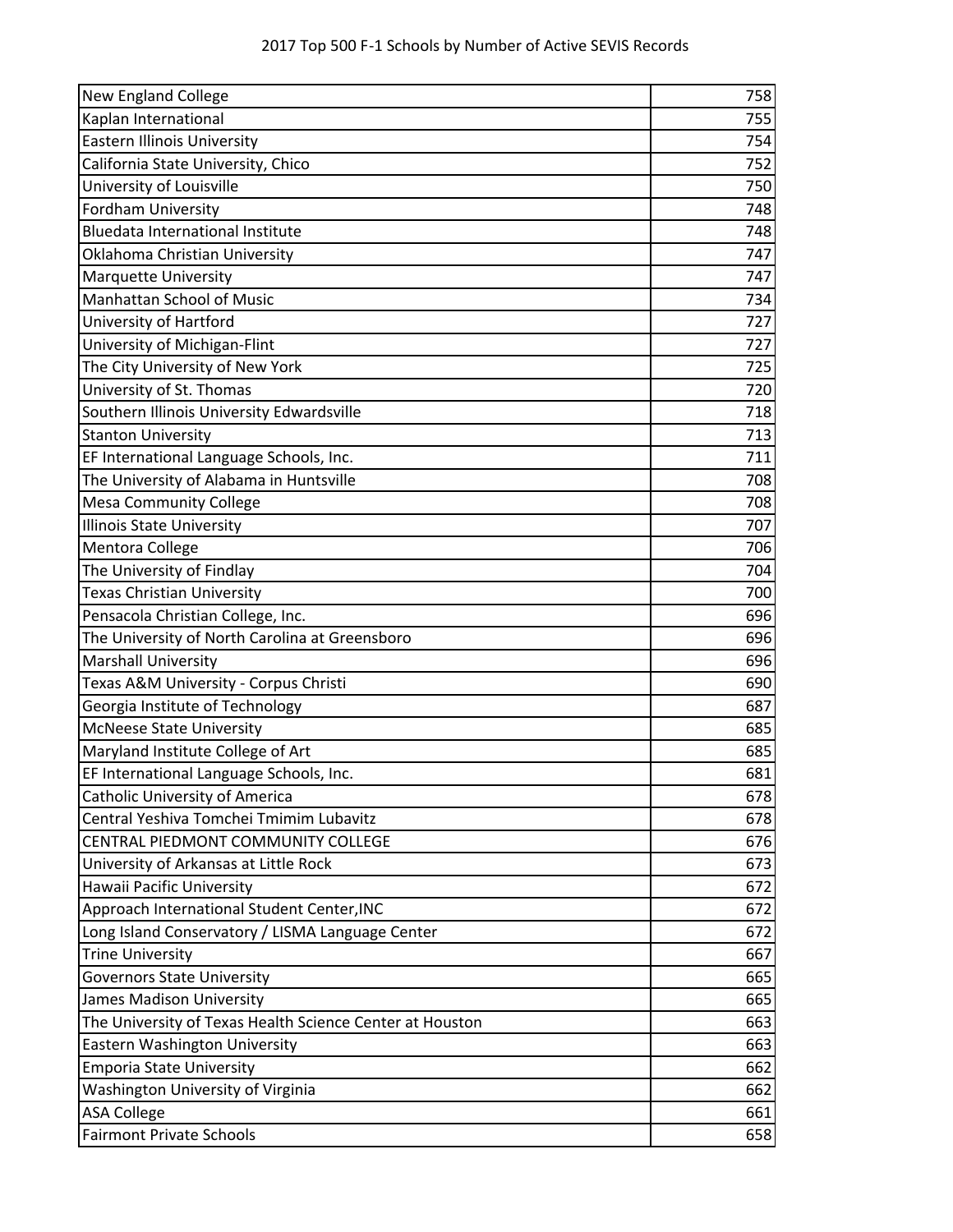| | |
|---|---|
| New England College | 758 |
| Kaplan International | 755 |
| Eastern Illinois University | 754 |
| California State University, Chico | 752 |
| University of Louisville | 750 |
| Fordham University | 748 |
| Bluedata International Institute | 748 |
| Oklahoma Christian University | 747 |
| Marquette University | 747 |
| Manhattan School of Music | 734 |
| University of Hartford | 727 |
| University of Michigan-Flint | 727 |
| The City University of New York | 725 |
| University of St. Thomas | 720 |
| Southern Illinois University Edwardsville | 718 |
| Stanton University | 713 |
| EF International Language Schools, Inc. | 711 |
| The University of Alabama in Huntsville | 708 |
| Mesa Community College | 708 |
| Illinois State University | 707 |
| Mentora College | 706 |
| The University of Findlay | 704 |
| Texas Christian University | 700 |
| Pensacola Christian College, Inc. | 696 |
| The University of North Carolina at Greensboro | 696 |
| Marshall University | 696 |
| Texas A&M University - Corpus Christi | 690 |
| Georgia Institute of Technology | 687 |
| McNeese State University | 685 |
| Maryland Institute College of Art | 685 |
| EF International Language Schools, Inc. | 681 |
| Catholic University of America | 678 |
| Central Yeshiva Tomchei Tmimim Lubavitz | 678 |
| CENTRAL PIEDMONT COMMUNITY COLLEGE | 676 |
| University of Arkansas at Little Rock | 673 |
| Hawaii Pacific University | 672 |
| Approach International Student Center,INC | 672 |
| Long Island Conservatory / LISMA Language Center | 672 |
| Trine University | 667 |
| Governors State University | 665 |
| James Madison University | 665 |
| The University of Texas Health Science Center at Houston | 663 |
| Eastern Washington University | 663 |
| Emporia State University | 662 |
| Washington University of Virginia | 662 |
| ASA College | 661 |
| Fairmont Private Schools | 658 |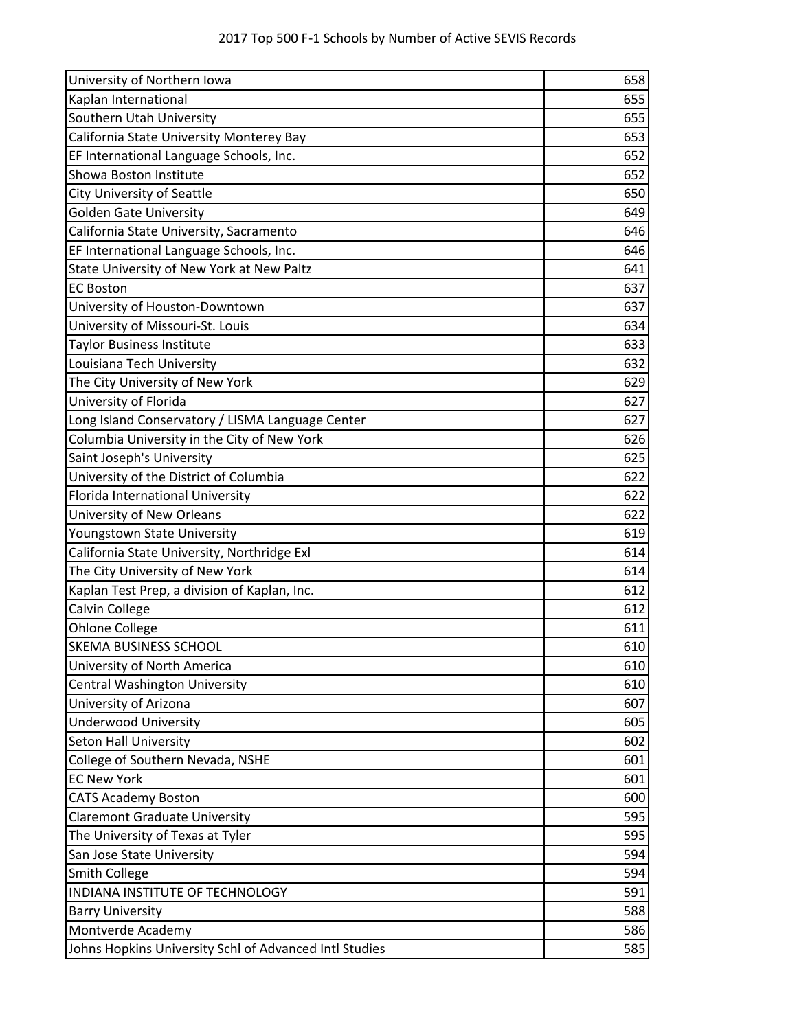| University of Northern Iowa | 658 |
|---|---|
| Kaplan International | 655 |
| Southern Utah University | 655 |
| California State University Monterey Bay | 653 |
| EF International Language Schools, Inc. | 652 |
| Showa Boston Institute | 652 |
| City University of Seattle | 650 |
| Golden Gate University | 649 |
| California State University, Sacramento | 646 |
| EF International Language Schools, Inc. | 646 |
| State University of New York at New Paltz | 641 |
| EC Boston | 637 |
| University of Houston-Downtown | 637 |
| University of Missouri-St. Louis | 634 |
| Taylor Business Institute | 633 |
| Louisiana Tech University | 632 |
| The City University of New York | 629 |
| University of Florida | 627 |
| Long Island Conservatory / LISMA Language Center | 627 |
| Columbia University in the City of New York | 626 |
| Saint Joseph's University | 625 |
| University of the District of Columbia | 622 |
| Florida International University | 622 |
| University of New Orleans | 622 |
| Youngstown State University | 619 |
| California State University, Northridge Exl | 614 |
| The City University of New York | 614 |
| Kaplan Test Prep, a division of Kaplan, Inc. | 612 |
| Calvin College | 612 |
| Ohlone College | 611 |
| SKEMA BUSINESS SCHOOL | 610 |
| University of North America | 610 |
| Central Washington University | 610 |
| University of Arizona | 607 |
| Underwood University | 605 |
| Seton Hall University | 602 |
| College of Southern Nevada, NSHE | 601 |
| EC New York | 601 |
| CATS Academy Boston | 600 |
| Claremont Graduate University | 595 |
| The University of Texas at Tyler | 595 |
| San Jose State University | 594 |
| Smith College | 594 |
| INDIANA INSTITUTE OF TECHNOLOGY | 591 |
| Barry University | 588 |
| Montverde Academy | 586 |
| Johns Hopkins University Schl of Advanced Intl Studies | 585 |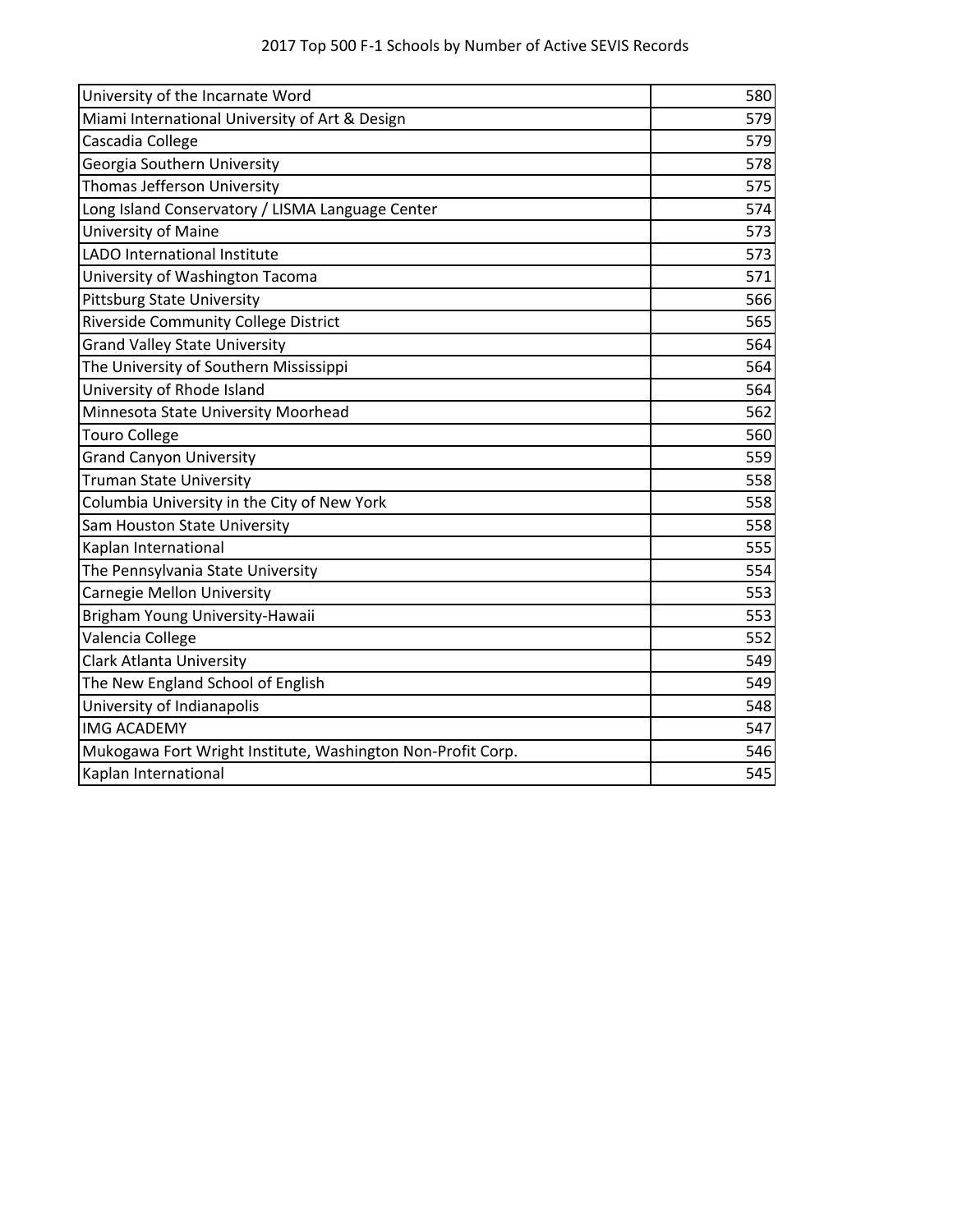| | |
|---|---|
| University of the Incarnate Word | 580 |
| Miami International University of Art & Design | 579 |
| Cascadia College | 579 |
| Georgia Southern University | 578 |
| Thomas Jefferson University | 575 |
| Long Island Conservatory / LISMA Language Center | 574 |
| University of Maine | 573 |
| LADO International Institute | 573 |
| University of Washington Tacoma | 571 |
| Pittsburg State University | 566 |
| Riverside Community College District | 565 |
| Grand Valley State University | 564 |
| The University of Southern Mississippi | 564 |
| University of Rhode Island | 564 |
| Minnesota State University Moorhead | 562 |
| Touro College | 560 |
| Grand Canyon University | 559 |
| Truman State University | 558 |
| Columbia University in the City of New York | 558 |
| Sam Houston State University | 558 |
| Kaplan International | 555 |
| The Pennsylvania State University | 554 |
| Carnegie Mellon University | 553 |
| Brigham Young University-Hawaii | 553 |
| Valencia College | 552 |
| Clark Atlanta University | 549 |
| The New England School of English | 549 |
| University of Indianapolis | 548 |
| IMG ACADEMY | 547 |
| Mukogawa Fort Wright Institute, Washington Non-Profit Corp. | 546 |
| Kaplan International | 545 |